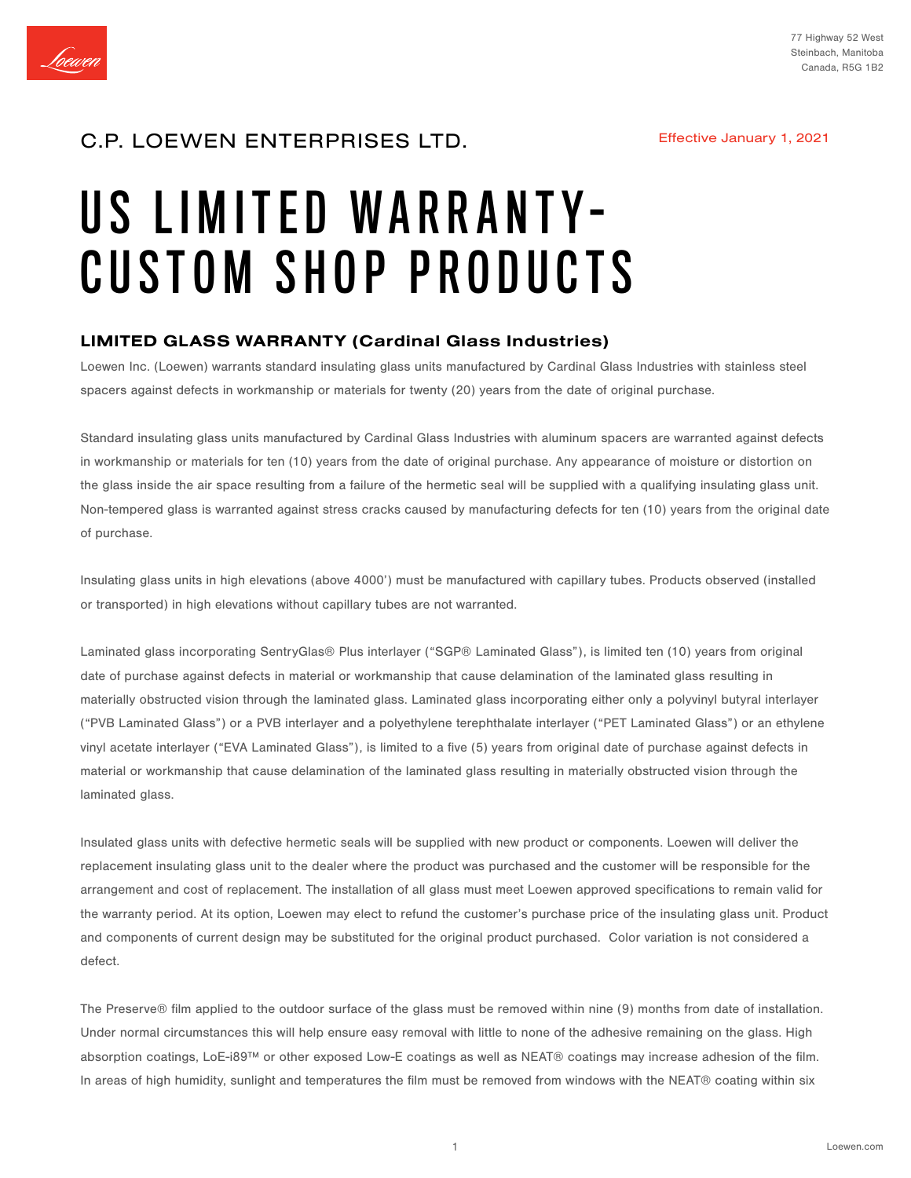77 Highway 52 West
Steinbach, Manitoba
Canada, R5G 1B2

C.P. LOEWEN ENTERPRISES LTD.

Effective January 1, 2021

# US LIMITED WARRANTY- CUSTOM SHOP PRODUCTS

## LIMITED GLASS WARRANTY (Cardinal Glass Industries)

Loewen Inc. (Loewen) warrants standard insulating glass units manufactured by Cardinal Glass Industries with stainless steel spacers against defects in workmanship or materials for twenty (20) years from the date of original purchase.

Standard insulating glass units manufactured by Cardinal Glass Industries with aluminum spacers are warranted against defects in workmanship or materials for ten (10) years from the date of original purchase. Any appearance of moisture or distortion on the glass inside the air space resulting from a failure of the hermetic seal will be supplied with a qualifying insulating glass unit. Non-tempered glass is warranted against stress cracks caused by manufacturing defects for ten (10) years from the original date of purchase.

Insulating glass units in high elevations (above 4000') must be manufactured with capillary tubes. Products observed (installed or transported) in high elevations without capillary tubes are not warranted.

Laminated glass incorporating SentryGlas® Plus interlayer ("SGP® Laminated Glass"), is limited ten (10) years from original date of purchase against defects in material or workmanship that cause delamination of the laminated glass resulting in materially obstructed vision through the laminated glass. Laminated glass incorporating either only a polyvinyl butyral interlayer ("PVB Laminated Glass") or a PVB interlayer and a polyethylene terephthalate interlayer ("PET Laminated Glass") or an ethylene vinyl acetate interlayer ("EVA Laminated Glass"), is limited to a five (5) years from original date of purchase against defects in material or workmanship that cause delamination of the laminated glass resulting in materially obstructed vision through the laminated glass.

Insulated glass units with defective hermetic seals will be supplied with new product or components. Loewen will deliver the replacement insulating glass unit to the dealer where the product was purchased and the customer will be responsible for the arrangement and cost of replacement. The installation of all glass must meet Loewen approved specifications to remain valid for the warranty period. At its option, Loewen may elect to refund the customer's purchase price of the insulating glass unit. Product and components of current design may be substituted for the original product purchased. Color variation is not considered a defect.

The Preserve® film applied to the outdoor surface of the glass must be removed within nine (9) months from date of installation. Under normal circumstances this will help ensure easy removal with little to none of the adhesive remaining on the glass. High absorption coatings, LoE-i89™ or other exposed Low-E coatings as well as NEAT® coatings may increase adhesion of the film. In areas of high humidity, sunlight and temperatures the film must be removed from windows with the NEAT® coating within six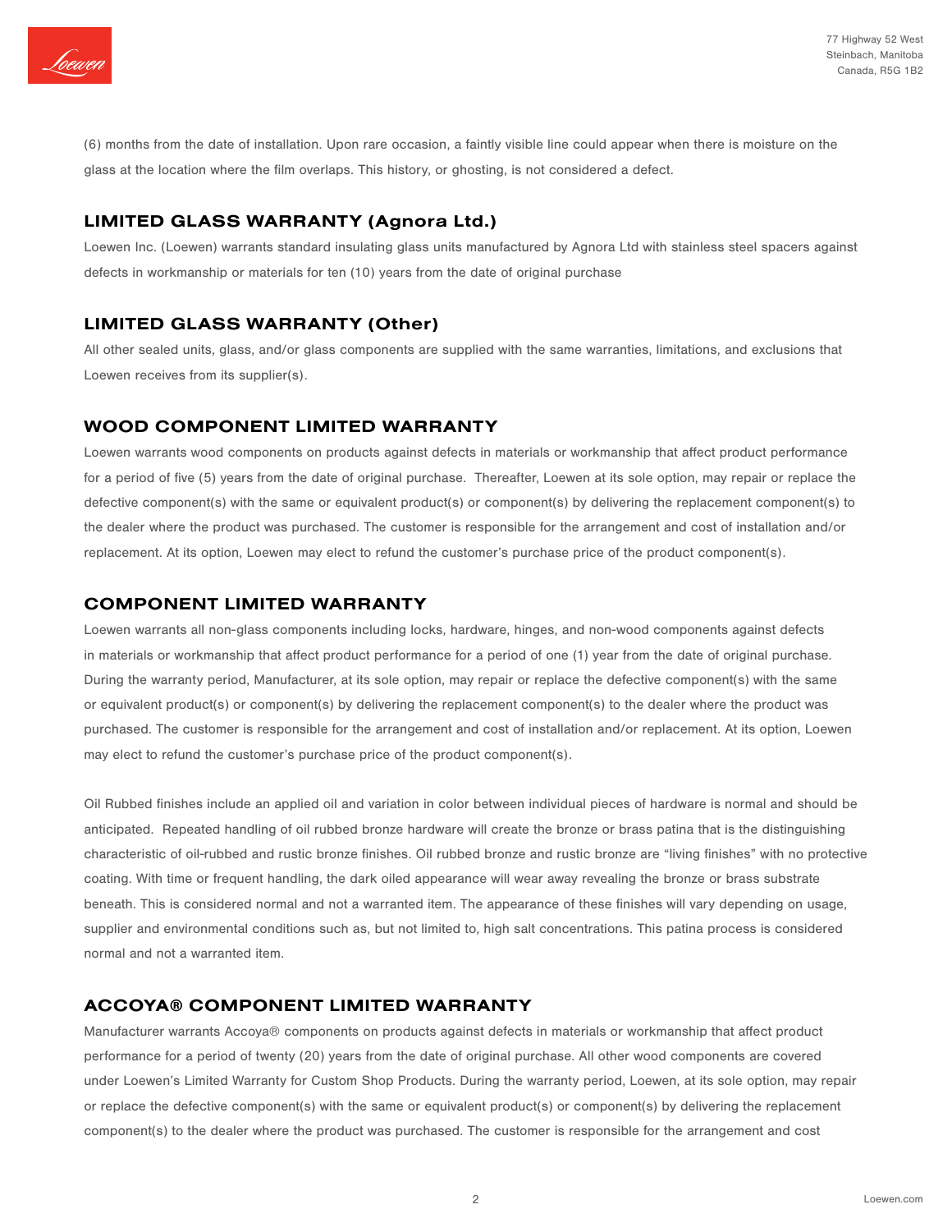(6) months from the date of installation. Upon rare occasion, a faintly visible line could appear when there is moisture on the glass at the location where the film overlaps. This history, or ghosting, is not considered a defect.

## LIMITED GLASS WARRANTY (Agnora Ltd.)

Loewen Inc. (Loewen) warrants standard insulating glass units manufactured by Agnora Ltd with stainless steel spacers against defects in workmanship or materials for ten (10) years from the date of original purchase

## LIMITED GLASS WARRANTY (Other)

All other sealed units, glass, and/or glass components are supplied with the same warranties, limitations, and exclusions that Loewen receives from its supplier(s).

## WOOD COMPONENT LIMITED WARRANTY

Loewen warrants wood components on products against defects in materials or workmanship that affect product performance for a period of five (5) years from the date of original purchase. Thereafter, Loewen at its sole option, may repair or replace the defective component(s) with the same or equivalent product(s) or component(s) by delivering the replacement component(s) to the dealer where the product was purchased. The customer is responsible for the arrangement and cost of installation and/or replacement. At its option, Loewen may elect to refund the customer's purchase price of the product component(s).

## COMPONENT LIMITED WARRANTY

Loewen warrants all non-glass components including locks, hardware, hinges, and non-wood components against defects in materials or workmanship that affect product performance for a period of one (1) year from the date of original purchase. During the warranty period, Manufacturer, at its sole option, may repair or replace the defective component(s) with the same or equivalent product(s) or component(s) by delivering the replacement component(s) to the dealer where the product was purchased. The customer is responsible for the arrangement and cost of installation and/or replacement. At its option, Loewen may elect to refund the customer's purchase price of the product component(s).

Oil Rubbed finishes include an applied oil and variation in color between individual pieces of hardware is normal and should be anticipated. Repeated handling of oil rubbed bronze hardware will create the bronze or brass patina that is the distinguishing characteristic of oil-rubbed and rustic bronze finishes. Oil rubbed bronze and rustic bronze are "living finishes" with no protective coating. With time or frequent handling, the dark oiled appearance will wear away revealing the bronze or brass substrate beneath. This is considered normal and not a warranted item. The appearance of these finishes will vary depending on usage, supplier and environmental conditions such as, but not limited to, high salt concentrations. This patina process is considered normal and not a warranted item.

## ACCOYA® COMPONENT LIMITED WARRANTY

Manufacturer warrants Accoya® components on products against defects in materials or workmanship that affect product performance for a period of twenty (20) years from the date of original purchase. All other wood components are covered under Loewen's Limited Warranty for Custom Shop Products. During the warranty period, Loewen, at its sole option, may repair or replace the defective component(s) with the same or equivalent product(s) or component(s) by delivering the replacement component(s) to the dealer where the product was purchased. The customer is responsible for the arrangement and cost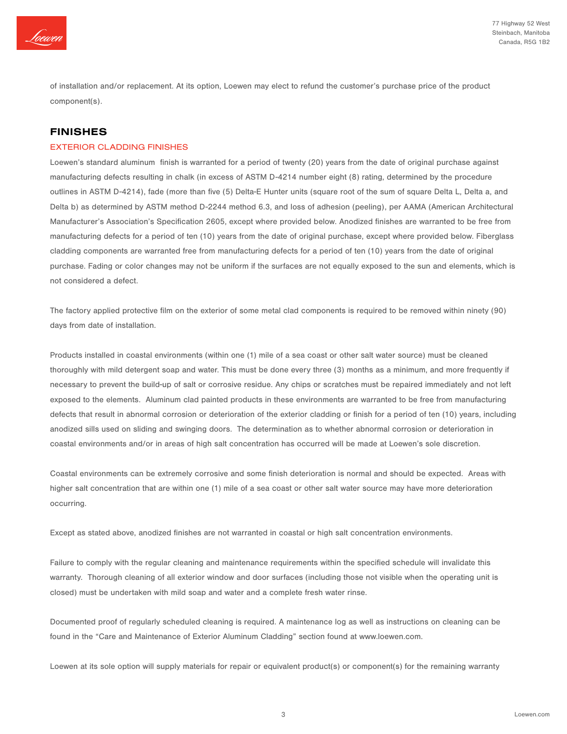of installation and/or replacement. At its option, Loewen may elect to refund the customer's purchase price of the product component(s).

## FINISHES

### EXTERIOR CLADDING FINISHES

Loewen's standard aluminum finish is warranted for a period of twenty (20) years from the date of original purchase against manufacturing defects resulting in chalk (in excess of ASTM D-4214 number eight (8) rating, determined by the procedure outlines in ASTM D-4214), fade (more than five (5) Delta-E Hunter units (square root of the sum of square Delta L, Delta a, and Delta b) as determined by ASTM method D-2244 method 6.3, and loss of adhesion (peeling), per AAMA (American Architectural Manufacturer's Association's Specification 2605, except where provided below. Anodized finishes are warranted to be free from manufacturing defects for a period of ten (10) years from the date of original purchase, except where provided below. Fiberglass cladding components are warranted free from manufacturing defects for a period of ten (10) years from the date of original purchase. Fading or color changes may not be uniform if the surfaces are not equally exposed to the sun and elements, which is not considered a defect.

The factory applied protective film on the exterior of some metal clad components is required to be removed within ninety (90) days from date of installation.

Products installed in coastal environments (within one (1) mile of a sea coast or other salt water source) must be cleaned thoroughly with mild detergent soap and water. This must be done every three (3) months as a minimum, and more frequently if necessary to prevent the build-up of salt or corrosive residue. Any chips or scratches must be repaired immediately and not left exposed to the elements. Aluminum clad painted products in these environments are warranted to be free from manufacturing defects that result in abnormal corrosion or deterioration of the exterior cladding or finish for a period of ten (10) years, including anodized sills used on sliding and swinging doors. The determination as to whether abnormal corrosion or deterioration in coastal environments and/or in areas of high salt concentration has occurred will be made at Loewen's sole discretion.

Coastal environments can be extremely corrosive and some finish deterioration is normal and should be expected. Areas with higher salt concentration that are within one (1) mile of a sea coast or other salt water source may have more deterioration occurring.

Except as stated above, anodized finishes are not warranted in coastal or high salt concentration environments.

Failure to comply with the regular cleaning and maintenance requirements within the specified schedule will invalidate this warranty. Thorough cleaning of all exterior window and door surfaces (including those not visible when the operating unit is closed) must be undertaken with mild soap and water and a complete fresh water rinse.

Documented proof of regularly scheduled cleaning is required. A maintenance log as well as instructions on cleaning can be found in the "Care and Maintenance of Exterior Aluminum Cladding" section found at www.loewen.com.

Loewen at its sole option will supply materials for repair or equivalent product(s) or component(s) for the remaining warranty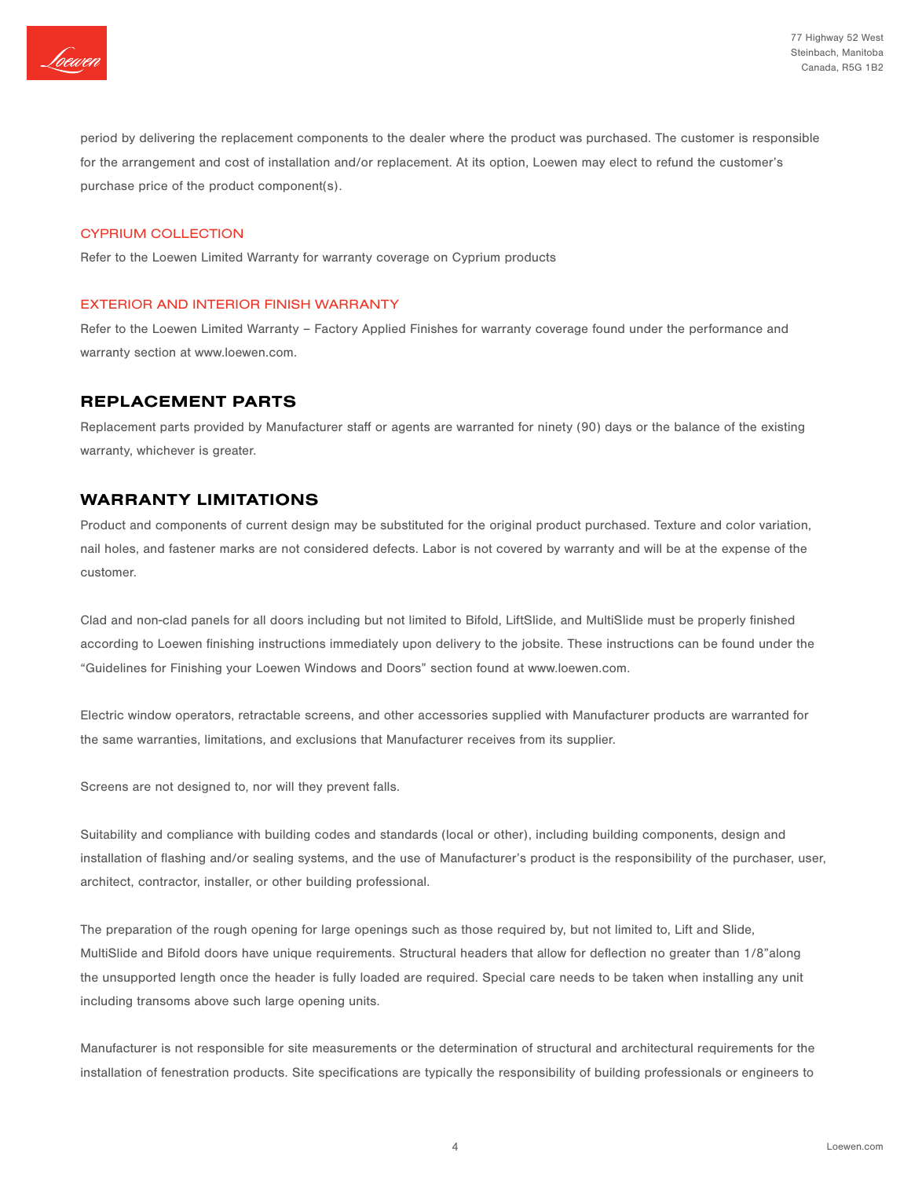period by delivering the replacement components to the dealer where the product was purchased. The customer is responsible for the arrangement and cost of installation and/or replacement. At its option, Loewen may elect to refund the customer's purchase price of the product component(s).

### CYPRIUM COLLECTION

Refer to the Loewen Limited Warranty for warranty coverage on Cyprium products

### EXTERIOR AND INTERIOR FINISH WARRANTY

Refer to the Loewen Limited Warranty – Factory Applied Finishes for warranty coverage found under the performance and warranty section at www.loewen.com.

## REPLACEMENT PARTS

Replacement parts provided by Manufacturer staff or agents are warranted for ninety (90) days or the balance of the existing warranty, whichever is greater.

## WARRANTY LIMITATIONS

Product and components of current design may be substituted for the original product purchased. Texture and color variation, nail holes, and fastener marks are not considered defects. Labor is not covered by warranty and will be at the expense of the customer.

Clad and non-clad panels for all doors including but not limited to Bifold, LiftSlide, and MultiSlide must be properly finished according to Loewen finishing instructions immediately upon delivery to the jobsite. These instructions can be found under the "Guidelines for Finishing your Loewen Windows and Doors" section found at www.loewen.com.

Electric window operators, retractable screens, and other accessories supplied with Manufacturer products are warranted for the same warranties, limitations, and exclusions that Manufacturer receives from its supplier.

Screens are not designed to, nor will they prevent falls.

Suitability and compliance with building codes and standards (local or other), including building components, design and installation of flashing and/or sealing systems, and the use of Manufacturer's product is the responsibility of the purchaser, user, architect, contractor, installer, or other building professional.

The preparation of the rough opening for large openings such as those required by, but not limited to, Lift and Slide, MultiSlide and Bifold doors have unique requirements. Structural headers that allow for deflection no greater than 1/8"along the unsupported length once the header is fully loaded are required. Special care needs to be taken when installing any unit including transoms above such large opening units.

Manufacturer is not responsible for site measurements or the determination of structural and architectural requirements for the installation of fenestration products. Site specifications are typically the responsibility of building professionals or engineers to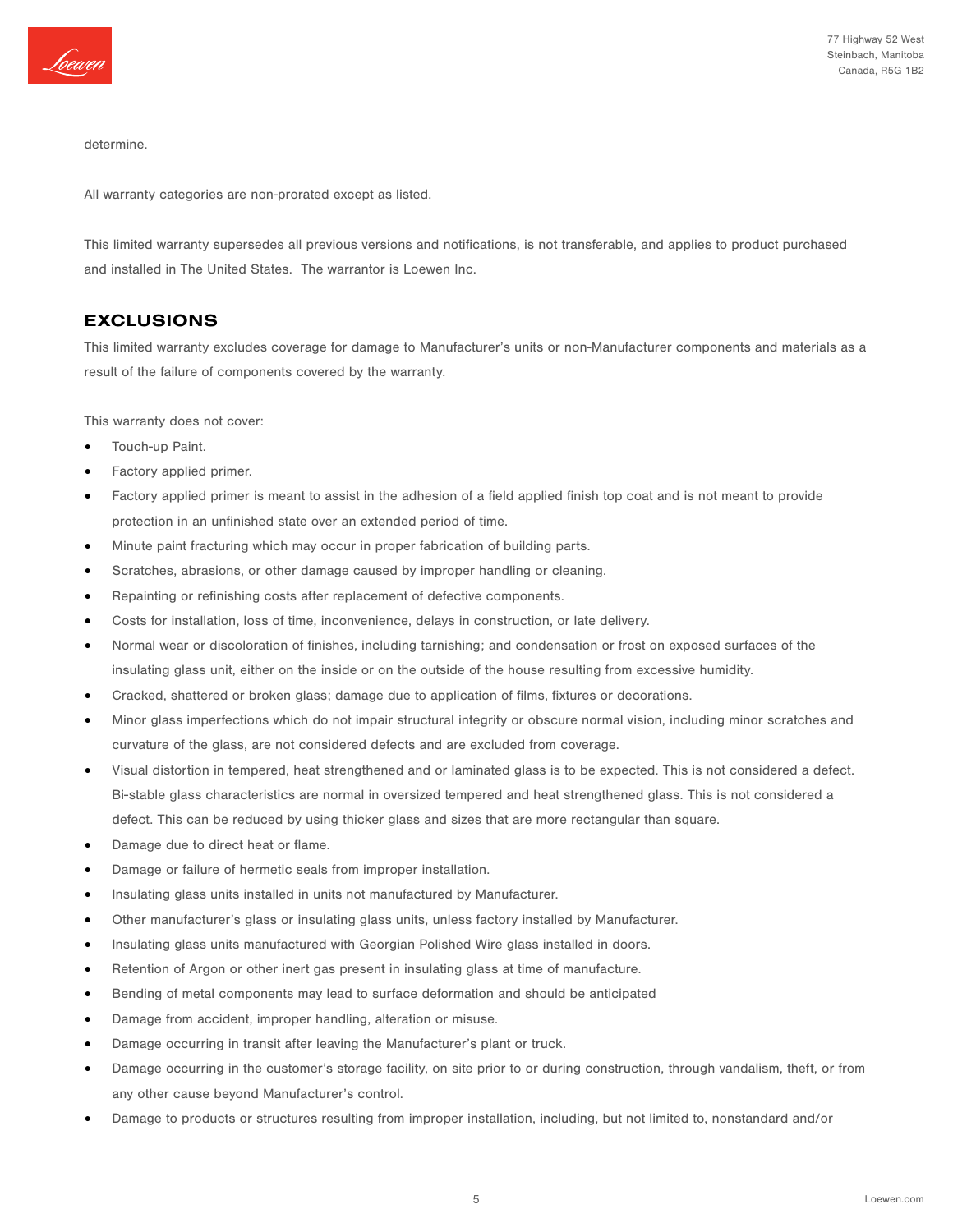determine.

All warranty categories are non-prorated except as listed.

This limited warranty supersedes all previous versions and notifications, is not transferable, and applies to product purchased and installed in The United States.  The warrantor is Loewen Inc.

## EXCLUSIONS

This limited warranty excludes coverage for damage to Manufacturer's units or non-Manufacturer components and materials as a result of the failure of components covered by the warranty.

This warranty does not cover:

- Touch-up Paint.
- Factory applied primer.
- Factory applied primer is meant to assist in the adhesion of a field applied finish top coat and is not meant to provide protection in an unfinished state over an extended period of time.
- Minute paint fracturing which may occur in proper fabrication of building parts.
- Scratches, abrasions, or other damage caused by improper handling or cleaning.
- Repainting or refinishing costs after replacement of defective components.
- Costs for installation, loss of time, inconvenience, delays in construction, or late delivery.
- Normal wear or discoloration of finishes, including tarnishing; and condensation or frost on exposed surfaces of the insulating glass unit, either on the inside or on the outside of the house resulting from excessive humidity.
- Cracked, shattered or broken glass; damage due to application of films, fixtures or decorations.
- Minor glass imperfections which do not impair structural integrity or obscure normal vision, including minor scratches and curvature of the glass, are not considered defects and are excluded from coverage.
- Visual distortion in tempered, heat strengthened and or laminated glass is to be expected. This is not considered a defect. Bi-stable glass characteristics are normal in oversized tempered and heat strengthened glass. This is not considered a defect. This can be reduced by using thicker glass and sizes that are more rectangular than square.
- Damage due to direct heat or flame.
- Damage or failure of hermetic seals from improper installation.
- Insulating glass units installed in units not manufactured by Manufacturer.
- Other manufacturer's glass or insulating glass units, unless factory installed by Manufacturer.
- Insulating glass units manufactured with Georgian Polished Wire glass installed in doors.
- Retention of Argon or other inert gas present in insulating glass at time of manufacture.
- Bending of metal components may lead to surface deformation and should be anticipated
- Damage from accident, improper handling, alteration or misuse.
- Damage occurring in transit after leaving the Manufacturer's plant or truck.
- Damage occurring in the customer's storage facility, on site prior to or during construction, through vandalism, theft, or from any other cause beyond Manufacturer's control.
- Damage to products or structures resulting from improper installation, including, but not limited to, nonstandard and/or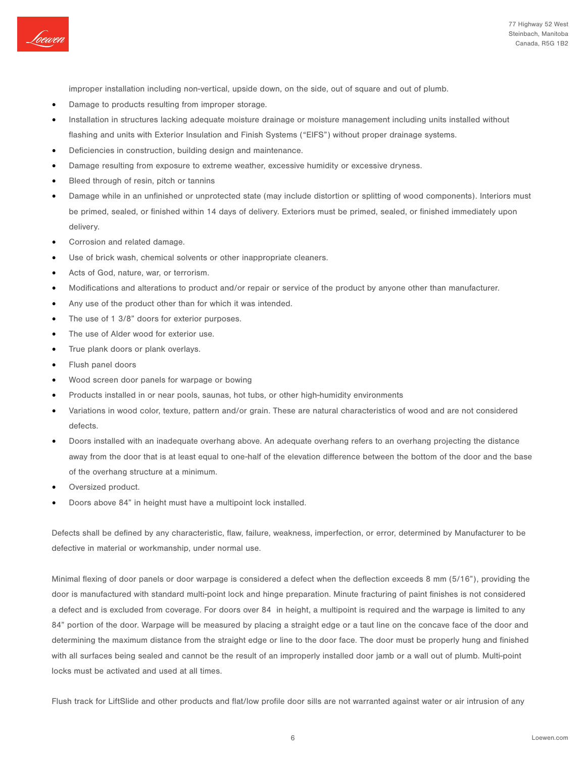improper installation including non-vertical, upside down, on the side, out of square and out of plumb.

- Damage to products resulting from improper storage.
- Installation in structures lacking adequate moisture drainage or moisture management including units installed without flashing and units with Exterior Insulation and Finish Systems ("EIFS") without proper drainage systems.
- Deficiencies in construction, building design and maintenance.
- Damage resulting from exposure to extreme weather, excessive humidity or excessive dryness.
- Bleed through of resin, pitch or tannins
- Damage while in an unfinished or unprotected state (may include distortion or splitting of wood components). Interiors must be primed, sealed, or finished within 14 days of delivery. Exteriors must be primed, sealed, or finished immediately upon delivery.
- Corrosion and related damage.
- Use of brick wash, chemical solvents or other inappropriate cleaners.
- Acts of God, nature, war, or terrorism.
- Modifications and alterations to product and/or repair or service of the product by anyone other than manufacturer.
- Any use of the product other than for which it was intended.
- The use of 1 3/8" doors for exterior purposes.
- The use of Alder wood for exterior use.
- True plank doors or plank overlays.
- Flush panel doors
- Wood screen door panels for warpage or bowing
- Products installed in or near pools, saunas, hot tubs, or other high-humidity environments
- Variations in wood color, texture, pattern and/or grain. These are natural characteristics of wood and are not considered defects.
- Doors installed with an inadequate overhang above. An adequate overhang refers to an overhang projecting the distance away from the door that is at least equal to one-half of the elevation difference between the bottom of the door and the base of the overhang structure at a minimum.
- Oversized product.
- Doors above 84" in height must have a multipoint lock installed.

Defects shall be defined by any characteristic, flaw, failure, weakness, imperfection, or error, determined by Manufacturer to be defective in material or workmanship, under normal use.

Minimal flexing of door panels or door warpage is considered a defect when the deflection exceeds 8 mm (5/16"), providing the door is manufactured with standard multi-point lock and hinge preparation. Minute fracturing of paint finishes is not considered a defect and is excluded from coverage. For doors over 84 in height, a multipoint is required and the warpage is limited to any 84" portion of the door. Warpage will be measured by placing a straight edge or a taut line on the concave face of the door and determining the maximum distance from the straight edge or line to the door face. The door must be properly hung and finished with all surfaces being sealed and cannot be the result of an improperly installed door jamb or a wall out of plumb. Multi-point locks must be activated and used at all times.

Flush track for LiftSlide and other products and flat/low profile door sills are not warranted against water or air intrusion of any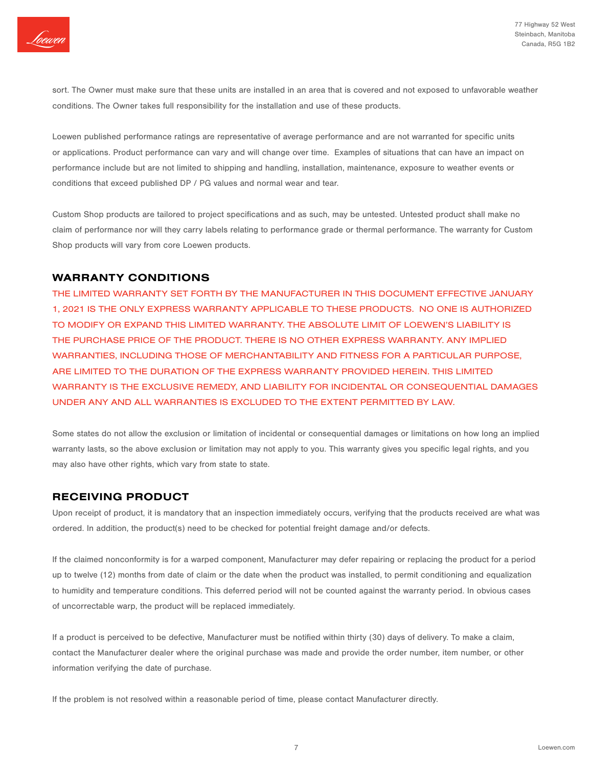sort. The Owner must make sure that these units are installed in an area that is covered and not exposed to unfavorable weather conditions. The Owner takes full responsibility for the installation and use of these products.

Loewen published performance ratings are representative of average performance and are not warranted for specific units or applications. Product performance can vary and will change over time. Examples of situations that can have an impact on performance include but are not limited to shipping and handling, installation, maintenance, exposure to weather events or conditions that exceed published DP / PG values and normal wear and tear.

Custom Shop products are tailored to project specifications and as such, may be untested. Untested product shall make no claim of performance nor will they carry labels relating to performance grade or thermal performance. The warranty for Custom Shop products will vary from core Loewen products.

## WARRANTY CONDITIONS

THE LIMITED WARRANTY SET FORTH BY THE MANUFACTURER IN THIS DOCUMENT EFFECTIVE JANUARY 1, 2021 IS THE ONLY EXPRESS WARRANTY APPLICABLE TO THESE PRODUCTS. NO ONE IS AUTHORIZED TO MODIFY OR EXPAND THIS LIMITED WARRANTY. THE ABSOLUTE LIMIT OF LOEWEN'S LIABILITY IS THE PURCHASE PRICE OF THE PRODUCT. THERE IS NO OTHER EXPRESS WARRANTY. ANY IMPLIED WARRANTIES, INCLUDING THOSE OF MERCHANTABILITY AND FITNESS FOR A PARTICULAR PURPOSE, ARE LIMITED TO THE DURATION OF THE EXPRESS WARRANTY PROVIDED HEREIN. THIS LIMITED WARRANTY IS THE EXCLUSIVE REMEDY, AND LIABILITY FOR INCIDENTAL OR CONSEQUENTIAL DAMAGES UNDER ANY AND ALL WARRANTIES IS EXCLUDED TO THE EXTENT PERMITTED BY LAW.

Some states do not allow the exclusion or limitation of incidental or consequential damages or limitations on how long an implied warranty lasts, so the above exclusion or limitation may not apply to you. This warranty gives you specific legal rights, and you may also have other rights, which vary from state to state.

## RECEIVING PRODUCT

Upon receipt of product, it is mandatory that an inspection immediately occurs, verifying that the products received are what was ordered. In addition, the product(s) need to be checked for potential freight damage and/or defects.

If the claimed nonconformity is for a warped component, Manufacturer may defer repairing or replacing the product for a period up to twelve (12) months from date of claim or the date when the product was installed, to permit conditioning and equalization to humidity and temperature conditions. This deferred period will not be counted against the warranty period. In obvious cases of uncorrectable warp, the product will be replaced immediately.

If a product is perceived to be defective, Manufacturer must be notified within thirty (30) days of delivery. To make a claim, contact the Manufacturer dealer where the original purchase was made and provide the order number, item number, or other information verifying the date of purchase.

If the problem is not resolved within a reasonable period of time, please contact Manufacturer directly.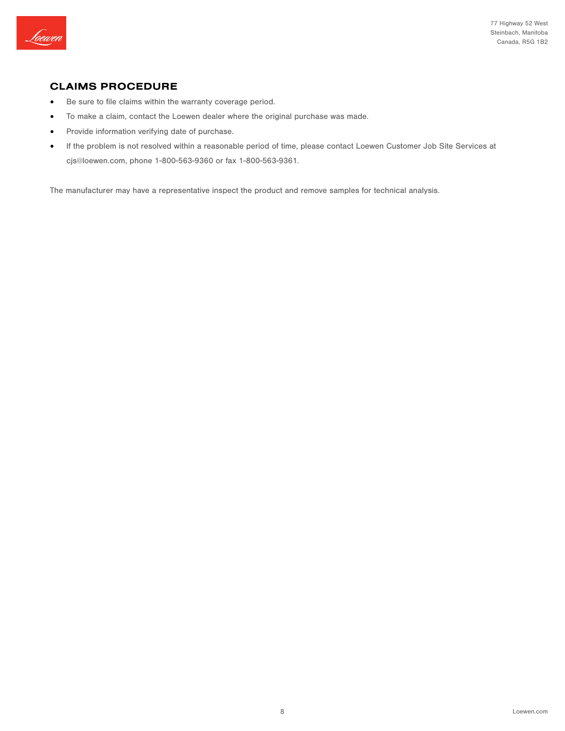## CLAIMS PROCEDURE

- Be sure to file claims within the warranty coverage period.
- To make a claim, contact the Loewen dealer where the original purchase was made.
- Provide information verifying date of purchase.
- If the problem is not resolved within a reasonable period of time, please contact Loewen Customer Job Site Services at cjs@loewen.com, phone 1-800-563-9360 or fax 1-800-563-9361.

The manufacturer may have a representative inspect the product and remove samples for technical analysis.